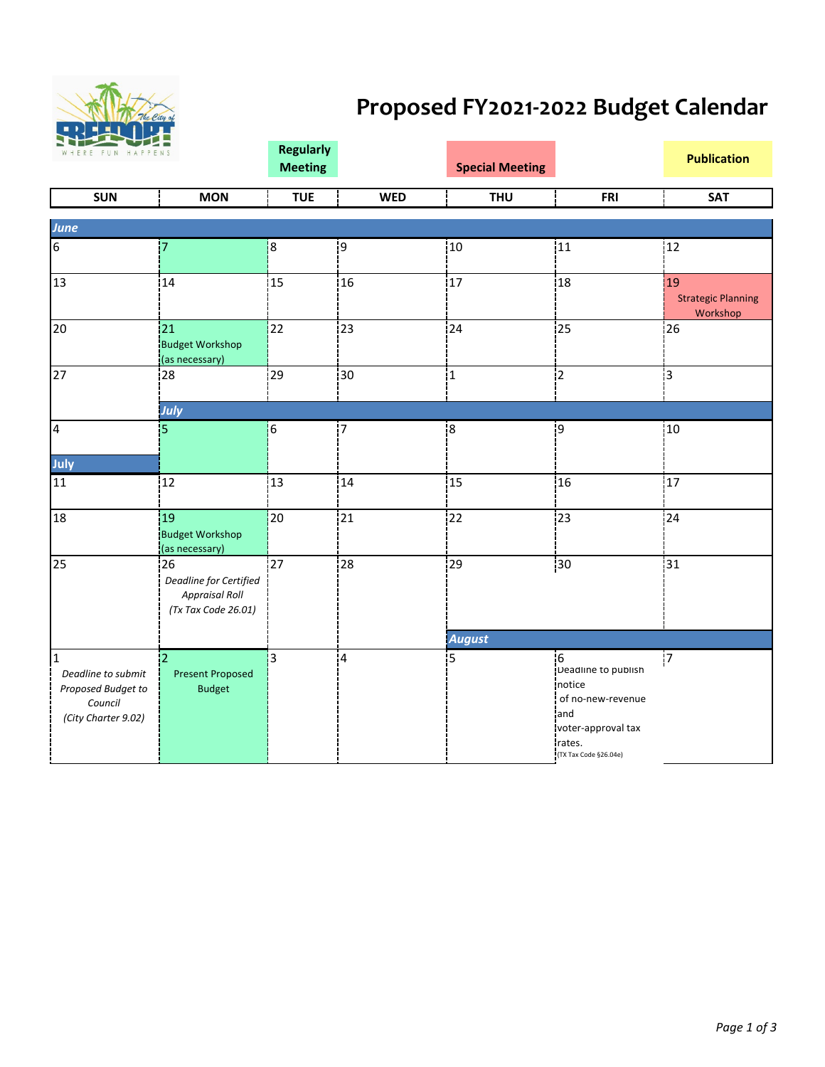# Proposed FY2021-2022 Budget Calendar

The City of Freeport — Where Fun Happens

Legend: **Regularly Meeting** | **Special Meeting** | **Publication**

| SUN | MON | TUE | WED | THU | FRI | SAT |
|---|---|---|---|---|---|---|
| ***June*** | | | | | | |
| 6 | 7 | 8 | 9 | 10 | 11 | 12 |
| 13 | 14 | 15 | 16 | 17 | 18 | 19 Strategic Planning Workshop |
| 20 | 21 Budget Workshop (as necessary) | 22 | 23 | 24 | 25 | 26 |
| 27 | 28 | 29 | 30 | ***July*** 1 | 2 | 3 |
| 4 | 5 | 6 | 7 | 8 | 9 | 10 |
| ***July*** 11 | 12 | 13 | 14 | 15 | 16 | 17 |
| 18 | 19 Budget Workshop (as necessary) | 20 | 21 | 22 | 23 | 24 |
| 25 | 26 *Deadline for Certified Appraisal Roll (Tx Tax Code 26.01)* | 27 | 28 | 29 | 30 | 31 |
| ***August*** 1 *Deadline to submit Proposed Budget to Council (City Charter 9.02)* | 2 Present Proposed Budget | 3 | 4 | 5 | 6 Deadline to publish notice of no-new-revenue and voter-approval tax rates. (TX Tax Code §26.04e) | 7 |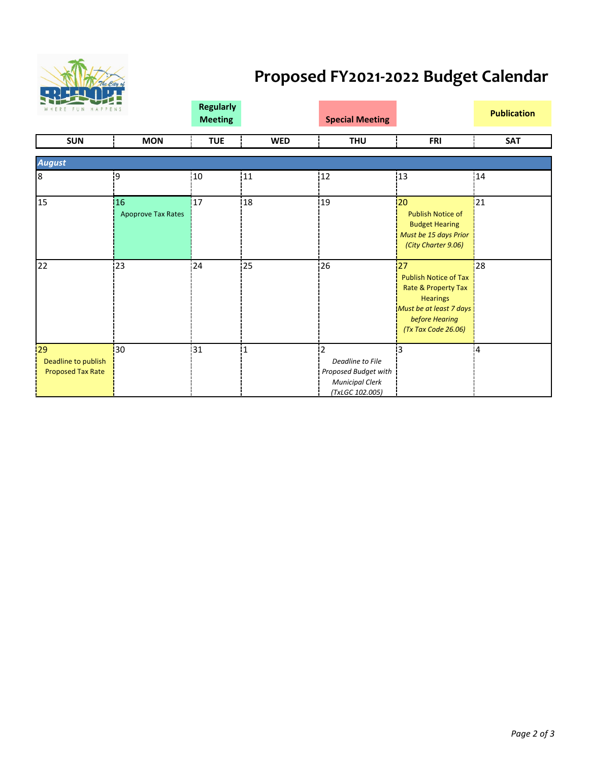# Proposed FY2021-2022 Budget Calendar

The City of FREEPORT — WHERE FUN HAPPENS

**Regularly Meeting** | **Special Meeting** | **Publication**

| SUN | MON | TUE | WED | THU | FRI | SAT |
|---|---|---|---|---|---|---|
| ***August*** | | | | | | |
| 8 | 9 | 10 | 11 | 12 | 13 | 14 |
| 15 | 16 Apoprove Tax Rates | 17 | 18 | 19 | 20 Publish Notice of Budget Hearing *Must be 15 days Prior (City Charter 9.06)* | 21 |
| 22 | 23 | 24 | 25 | 26 | 27 Publish Notice of Tax Rate & Property Tax Hearings *Must be at least 7 days before Hearing (Tx Tax Code 26.06)* | 28 |
| 29 Deadline to publish Proposed Tax Rate | 30 | 31 | 1 | 2 *Deadline to File Proposed Budget with Municipal Clerk (TxLGC 102.005)* | 3 | 4 |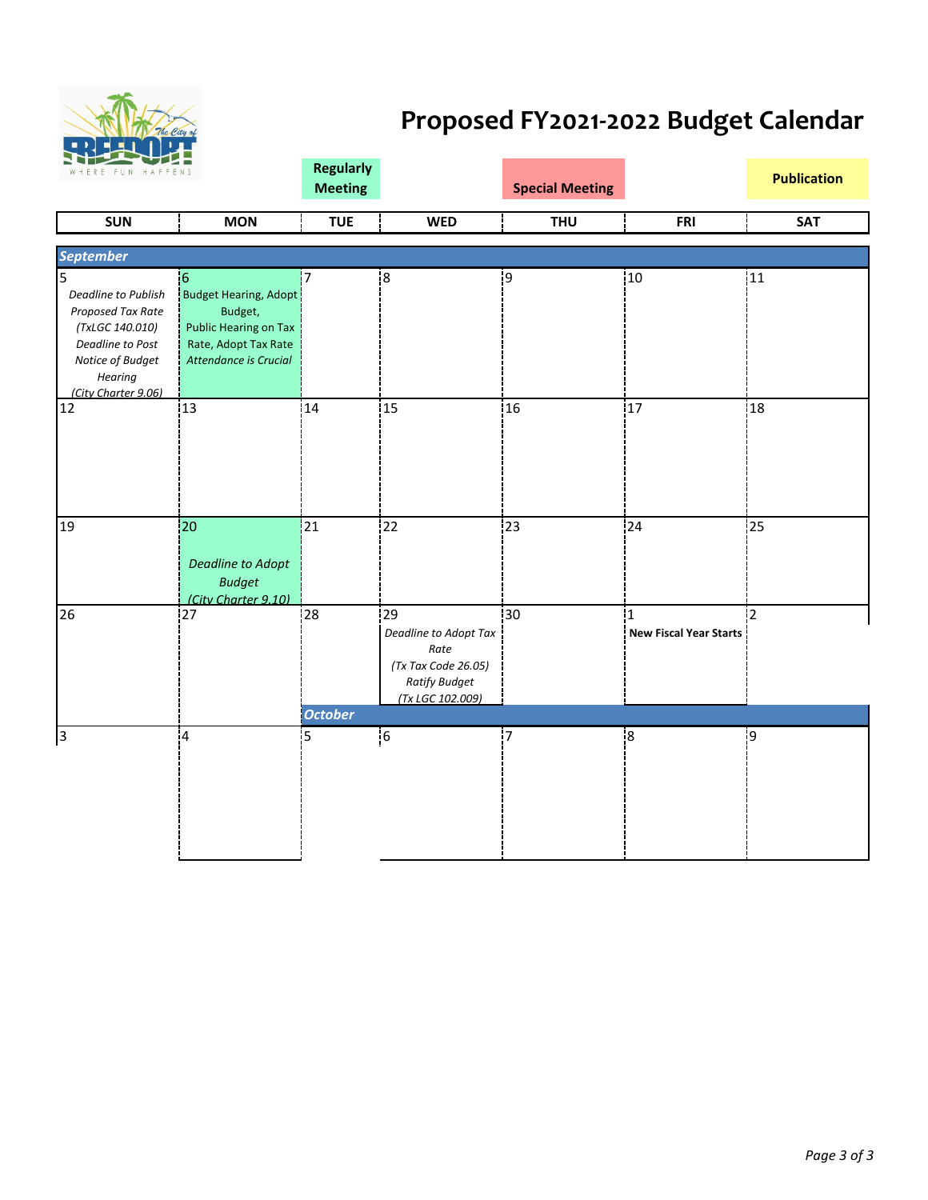# Proposed FY2021-2022 Budget Calendar

**Regularly Meeting** | **Special Meeting** | **Publication**

| SUN | MON | TUE | WED | THU | FRI | SAT |
|---|---|---|---|---|---|---|
| ***September*** | | | | | | |
| 5 *Deadline to Publish Proposed Tax Rate (TxLGC 140.010) Deadline to Post Notice of Budget Hearing (City Charter 9.06)* | 6 Budget Hearing, Adopt Budget, Public Hearing on Tax Rate, Adopt Tax Rate *Attendance is Crucial* | 7 | 8 | 9 | 10 | 11 |
| 12 | 13 | 14 | 15 | 16 | 17 | 18 |
| 19 | 20 *Deadline to Adopt Budget (City Charter 9.10)* | 21 | 22 | 23 | 24 | 25 |
| 26 | 27 | 28 | 29 *Deadline to Adopt Tax Rate (Tx Tax Code 26.05) Ratify Budget (Tx LGC 102.009)* | 30 | 1 **New Fiscal Year Starts** | 2 |
| ***October*** | | | | | | |
| 3 | 4 | 5 | 6 | 7 | 8 | 9 |